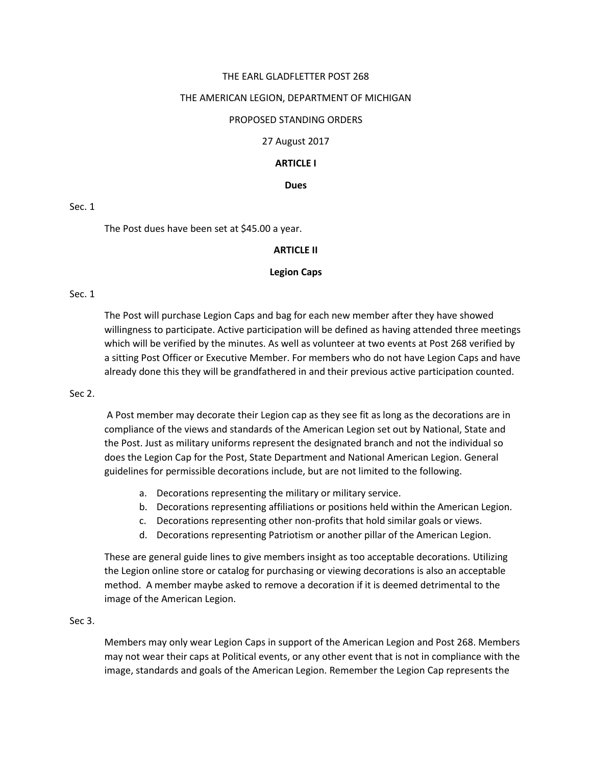THE EARL GLADFLETTER POST 268

THE AMERICAN LEGION, DEPARTMENT OF MICHIGAN

PROPOSED STANDING ORDERS

27 August 2017

## ARTICLE I

### Dues

Sec. 1

The Post dues have been set at $45.00 a year.

## ARTICLE II

### Legion Caps

Sec. 1

The Post will purchase Legion Caps and bag for each new member after they have showed willingness to participate. Active participation will be defined as having attended three meetings which will be verified by the minutes. As well as volunteer at two events at Post 268 verified by a sitting Post Officer or Executive Member. For members who do not have Legion Caps and have already done this they will be grandfathered in and their previous active participation counted.

Sec 2.

A Post member may decorate their Legion cap as they see fit as long as the decorations are in compliance of the views and standards of the American Legion set out by National, State and the Post. Just as military uniforms represent the designated branch and not the individual so does the Legion Cap for the Post, State Department and National American Legion. General guidelines for permissible decorations include, but are not limited to the following.

a. Decorations representing the military or military service.
b. Decorations representing affiliations or positions held within the American Legion.
c. Decorations representing other non-profits that hold similar goals or views.
d. Decorations representing Patriotism or another pillar of the American Legion.

These are general guide lines to give members insight as too acceptable decorations. Utilizing the Legion online store or catalog for purchasing or viewing decorations is also an acceptable method. A member maybe asked to remove a decoration if it is deemed detrimental to the image of the American Legion.

Sec 3.

Members may only wear Legion Caps in support of the American Legion and Post 268. Members may not wear their caps at Political events, or any other event that is not in compliance with the image, standards and goals of the American Legion. Remember the Legion Cap represents the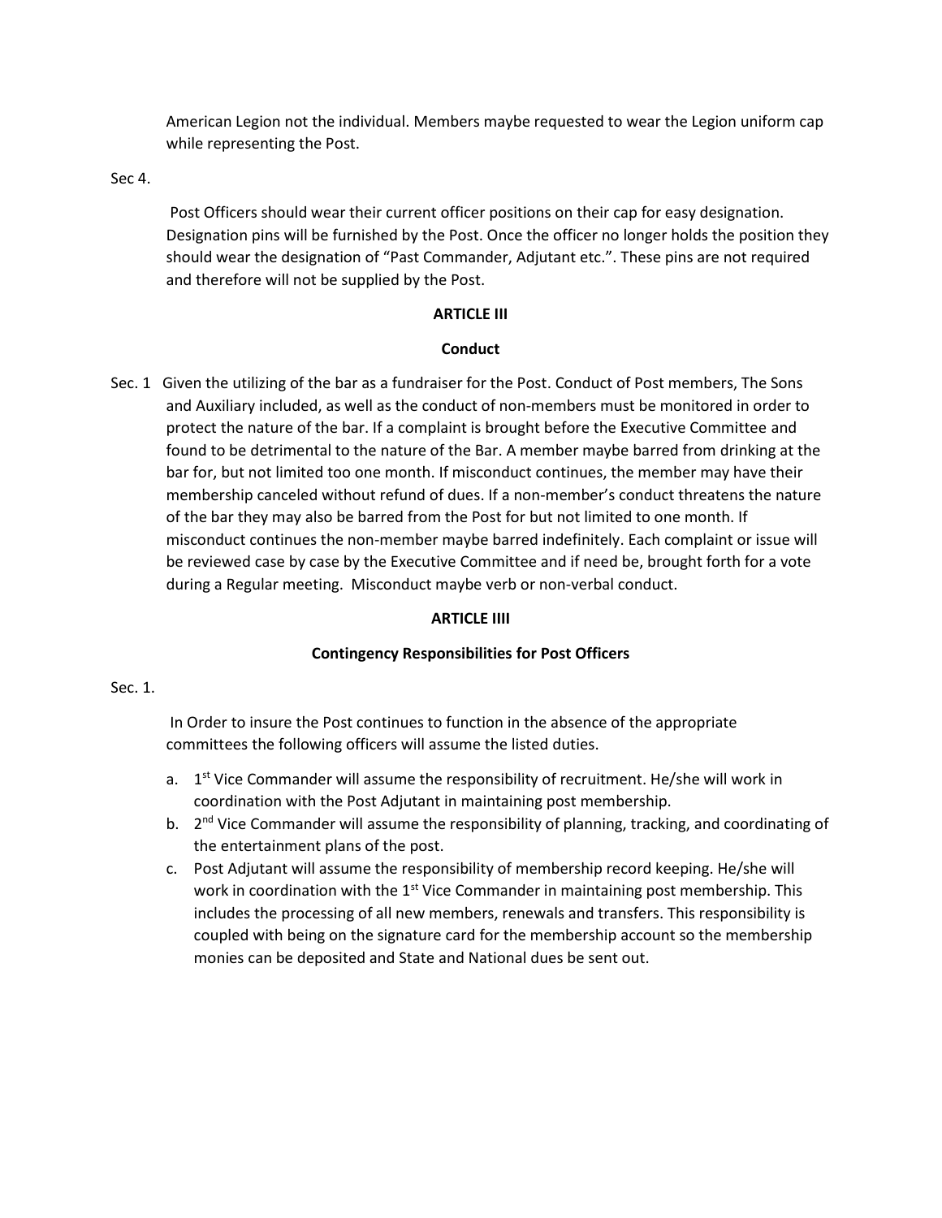American Legion not the individual. Members maybe requested to wear the Legion uniform cap while representing the Post.

Sec 4.

Post Officers should wear their current officer positions on their cap for easy designation. Designation pins will be furnished by the Post. Once the officer no longer holds the position they should wear the designation of "Past Commander, Adjutant etc.". These pins are not required and therefore will not be supplied by the Post.

**ARTICLE III**

**Conduct**

Sec. 1 Given the utilizing of the bar as a fundraiser for the Post. Conduct of Post members, The Sons and Auxiliary included, as well as the conduct of non-members must be monitored in order to protect the nature of the bar. If a complaint is brought before the Executive Committee and found to be detrimental to the nature of the Bar. A member maybe barred from drinking at the bar for, but not limited too one month. If misconduct continues, the member may have their membership canceled without refund of dues. If a non-member's conduct threatens the nature of the bar they may also be barred from the Post for but not limited to one month. If misconduct continues the non-member maybe barred indefinitely. Each complaint or issue will be reviewed case by case by the Executive Committee and if need be, brought forth for a vote during a Regular meeting. Misconduct maybe verb or non-verbal conduct.

**ARTICLE IIII**

**Contingency Responsibilities for Post Officers**

Sec. 1.

In Order to insure the Post continues to function in the absence of the appropriate committees the following officers will assume the listed duties.

a. 1st Vice Commander will assume the responsibility of recruitment. He/she will work in coordination with the Post Adjutant in maintaining post membership.
b. 2nd Vice Commander will assume the responsibility of planning, tracking, and coordinating of the entertainment plans of the post.
c. Post Adjutant will assume the responsibility of membership record keeping. He/she will work in coordination with the 1st Vice Commander in maintaining post membership. This includes the processing of all new members, renewals and transfers. This responsibility is coupled with being on the signature card for the membership account so the membership monies can be deposited and State and National dues be sent out.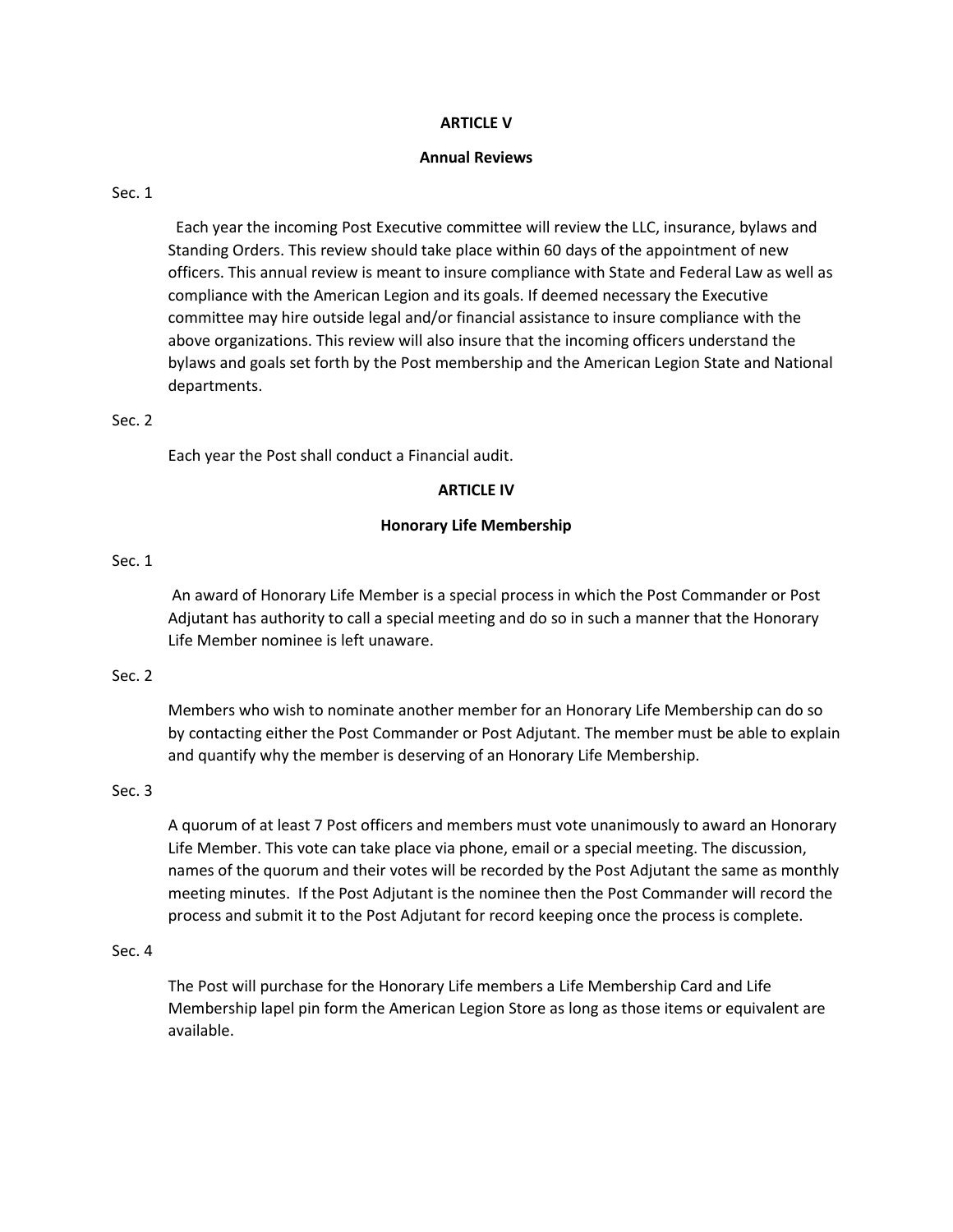## ARTICLE V

### Annual Reviews

Sec. 1

Each year the incoming Post Executive committee will review the LLC, insurance, bylaws and Standing Orders. This review should take place within 60 days of the appointment of new officers. This annual review is meant to insure compliance with State and Federal Law as well as compliance with the American Legion and its goals. If deemed necessary the Executive committee may hire outside legal and/or financial assistance to insure compliance with the above organizations. This review will also insure that the incoming officers understand the bylaws and goals set forth by the Post membership and the American Legion State and National departments.

Sec. 2

Each year the Post shall conduct a Financial audit.

## ARTICLE IV

### Honorary Life Membership

Sec. 1

An award of Honorary Life Member is a special process in which the Post Commander or Post Adjutant has authority to call a special meeting and do so in such a manner that the Honorary Life Member nominee is left unaware.

Sec. 2

Members who wish to nominate another member for an Honorary Life Membership can do so by contacting either the Post Commander or Post Adjutant. The member must be able to explain and quantify why the member is deserving of an Honorary Life Membership.

Sec. 3

A quorum of at least 7 Post officers and members must vote unanimously to award an Honorary Life Member. This vote can take place via phone, email or a special meeting. The discussion, names of the quorum and their votes will be recorded by the Post Adjutant the same as monthly meeting minutes. If the Post Adjutant is the nominee then the Post Commander will record the process and submit it to the Post Adjutant for record keeping once the process is complete.

Sec. 4

The Post will purchase for the Honorary Life members a Life Membership Card and Life Membership lapel pin form the American Legion Store as long as those items or equivalent are available.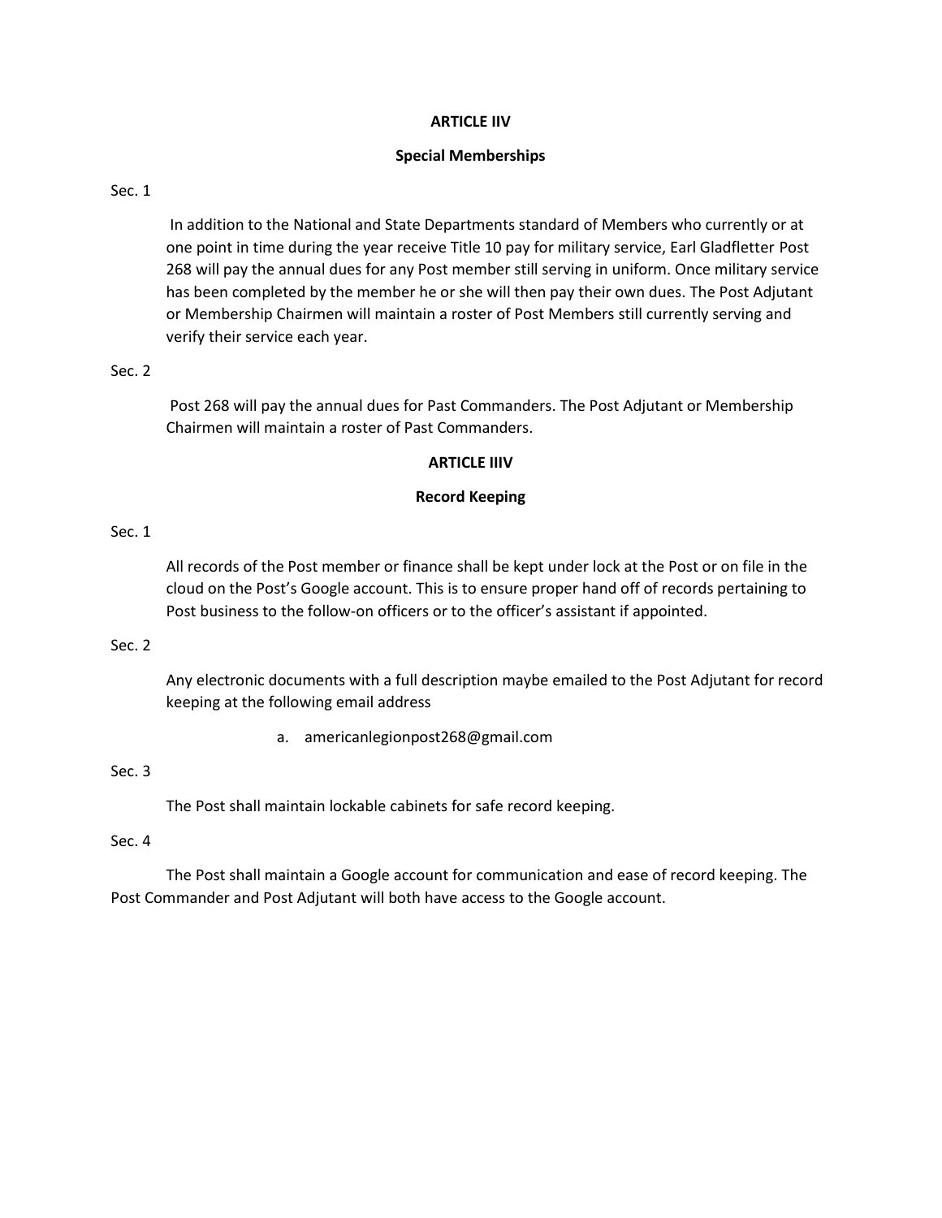## ARTICLE IIV

### Special Memberships

Sec. 1

In addition to the National and State Departments standard of Members who currently or at one point in time during the year receive Title 10 pay for military service, Earl Gladfletter Post 268 will pay the annual dues for any Post member still serving in uniform. Once military service has been completed by the member he or she will then pay their own dues. The Post Adjutant or Membership Chairmen will maintain a roster of Post Members still currently serving and verify their service each year.

Sec. 2

Post 268 will pay the annual dues for Past Commanders. The Post Adjutant or Membership Chairmen will maintain a roster of Past Commanders.

## ARTICLE IIIV

### Record Keeping

Sec. 1

All records of the Post member or finance shall be kept under lock at the Post or on file in the cloud on the Post's Google account. This is to ensure proper hand off of records pertaining to Post business to the follow-on officers or to the officer's assistant if appointed.

Sec. 2

Any electronic documents with a full description maybe emailed to the Post Adjutant for record keeping at the following email address

a. americanlegionpost268@gmail.com

Sec. 3

The Post shall maintain lockable cabinets for safe record keeping.

Sec. 4

The Post shall maintain a Google account for communication and ease of record keeping. The Post Commander and Post Adjutant will both have access to the Google account.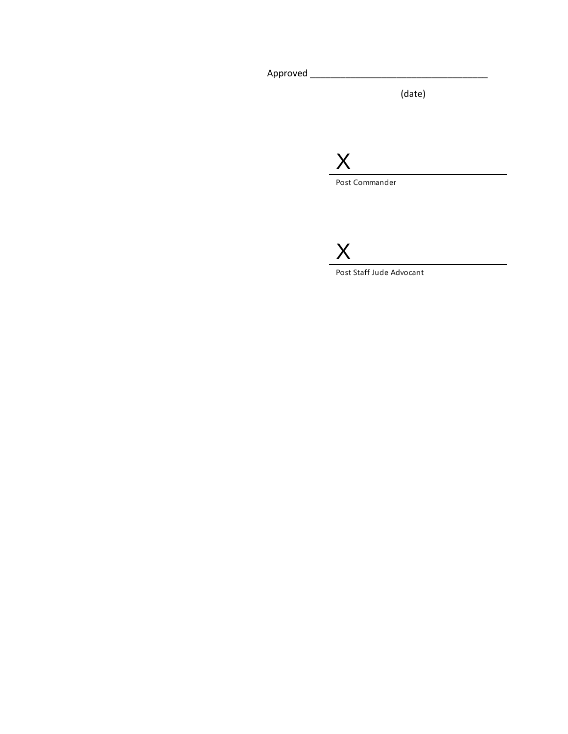Approved ___________________________________

(date)

X

Post Commander

X

Post Staff Jude Advocant